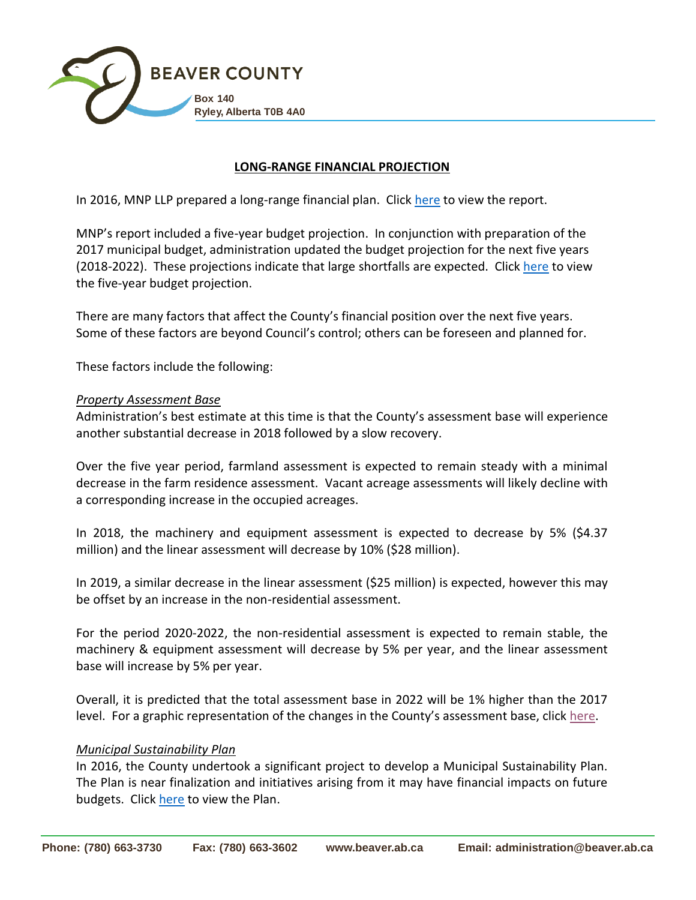BEAVER COUNTY

Box 140
Ryley, Alberta T0B 4A0

## LONG-RANGE FINANCIAL PROJECTION

In 2016, MNP LLP prepared a long-range financial plan. Click here to view the report.

MNP's report included a five-year budget projection. In conjunction with preparation of the 2017 municipal budget, administration updated the budget projection for the next five years (2018-2022). These projections indicate that large shortfalls are expected. Click here to view the five-year budget projection.

There are many factors that affect the County's financial position over the next five years. Some of these factors are beyond Council's control; others can be foreseen and planned for.

These factors include the following:

*Property Assessment Base*

Administration's best estimate at this time is that the County's assessment base will experience another substantial decrease in 2018 followed by a slow recovery.

Over the five year period, farmland assessment is expected to remain steady with a minimal decrease in the farm residence assessment. Vacant acreage assessments will likely decline with a corresponding increase in the occupied acreages.

In 2018, the machinery and equipment assessment is expected to decrease by 5% ($4.37 million) and the linear assessment will decrease by 10% ($28 million).

In 2019, a similar decrease in the linear assessment ($25 million) is expected, however this may be offset by an increase in the non-residential assessment.

For the period 2020-2022, the non-residential assessment is expected to remain stable, the machinery & equipment assessment will decrease by 5% per year, and the linear assessment base will increase by 5% per year.

Overall, it is predicted that the total assessment base in 2022 will be 1% higher than the 2017 level. For a graphic representation of the changes in the County's assessment base, click here.

*Municipal Sustainability Plan*

In 2016, the County undertook a significant project to develop a Municipal Sustainability Plan. The Plan is near finalization and initiatives arising from it may have financial impacts on future budgets. Click here to view the Plan.

Phone: (780) 663-3730 Fax: (780) 663-3602 www.beaver.ab.ca Email: administration@beaver.ab.ca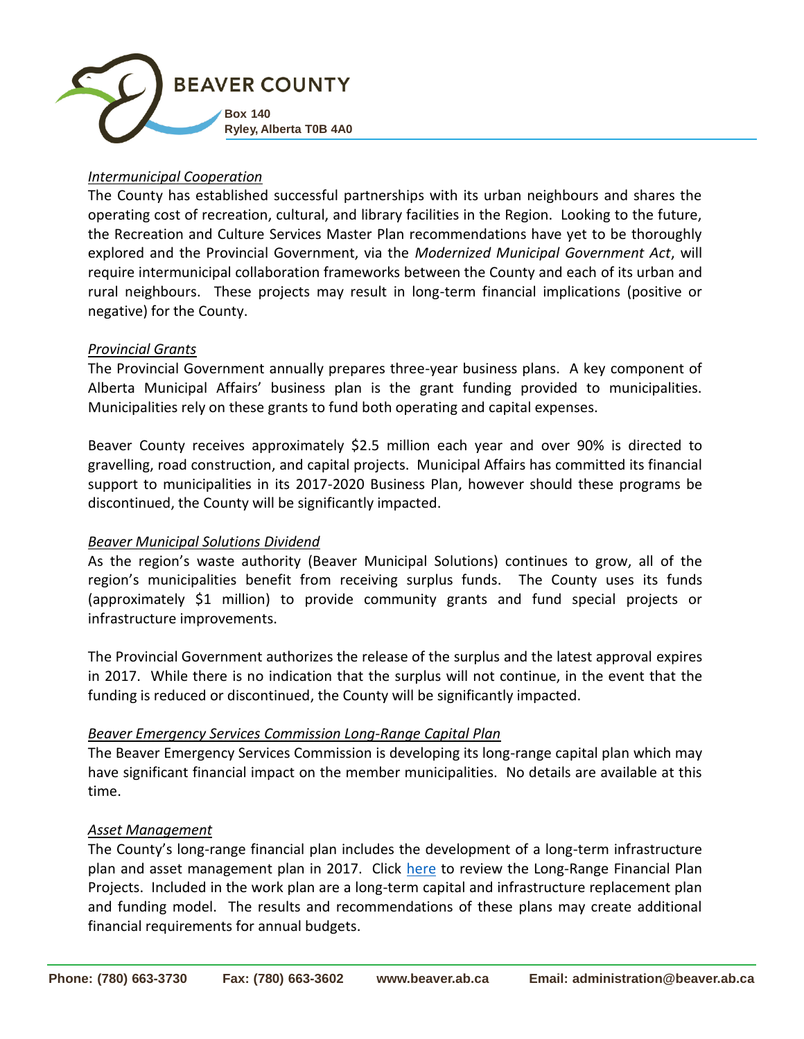*Intermunicipal Cooperation*

The County has established successful partnerships with its urban neighbours and shares the operating cost of recreation, cultural, and library facilities in the Region. Looking to the future, the Recreation and Culture Services Master Plan recommendations have yet to be thoroughly explored and the Provincial Government, via the *Modernized Municipal Government Act*, will require intermunicipal collaboration frameworks between the County and each of its urban and rural neighbours. These projects may result in long-term financial implications (positive or negative) for the County.

*Provincial Grants*

The Provincial Government annually prepares three-year business plans. A key component of Alberta Municipal Affairs' business plan is the grant funding provided to municipalities. Municipalities rely on these grants to fund both operating and capital expenses.

Beaver County receives approximately $2.5 million each year and over 90% is directed to gravelling, road construction, and capital projects. Municipal Affairs has committed its financial support to municipalities in its 2017-2020 Business Plan, however should these programs be discontinued, the County will be significantly impacted.

*Beaver Municipal Solutions Dividend*

As the region's waste authority (Beaver Municipal Solutions) continues to grow, all of the region's municipalities benefit from receiving surplus funds. The County uses its funds (approximately $1 million) to provide community grants and fund special projects or infrastructure improvements.

The Provincial Government authorizes the release of the surplus and the latest approval expires in 2017. While there is no indication that the surplus will not continue, in the event that the funding is reduced or discontinued, the County will be significantly impacted.

*Beaver Emergency Services Commission Long-Range Capital Plan*

The Beaver Emergency Services Commission is developing its long-range capital plan which may have significant financial impact on the member municipalities. No details are available at this time.

*Asset Management*

The County's long-range financial plan includes the development of a long-term infrastructure plan and asset management plan in 2017. Click here to review the Long-Range Financial Plan Projects. Included in the work plan are a long-term capital and infrastructure replacement plan and funding model. The results and recommendations of these plans may create additional financial requirements for annual budgets.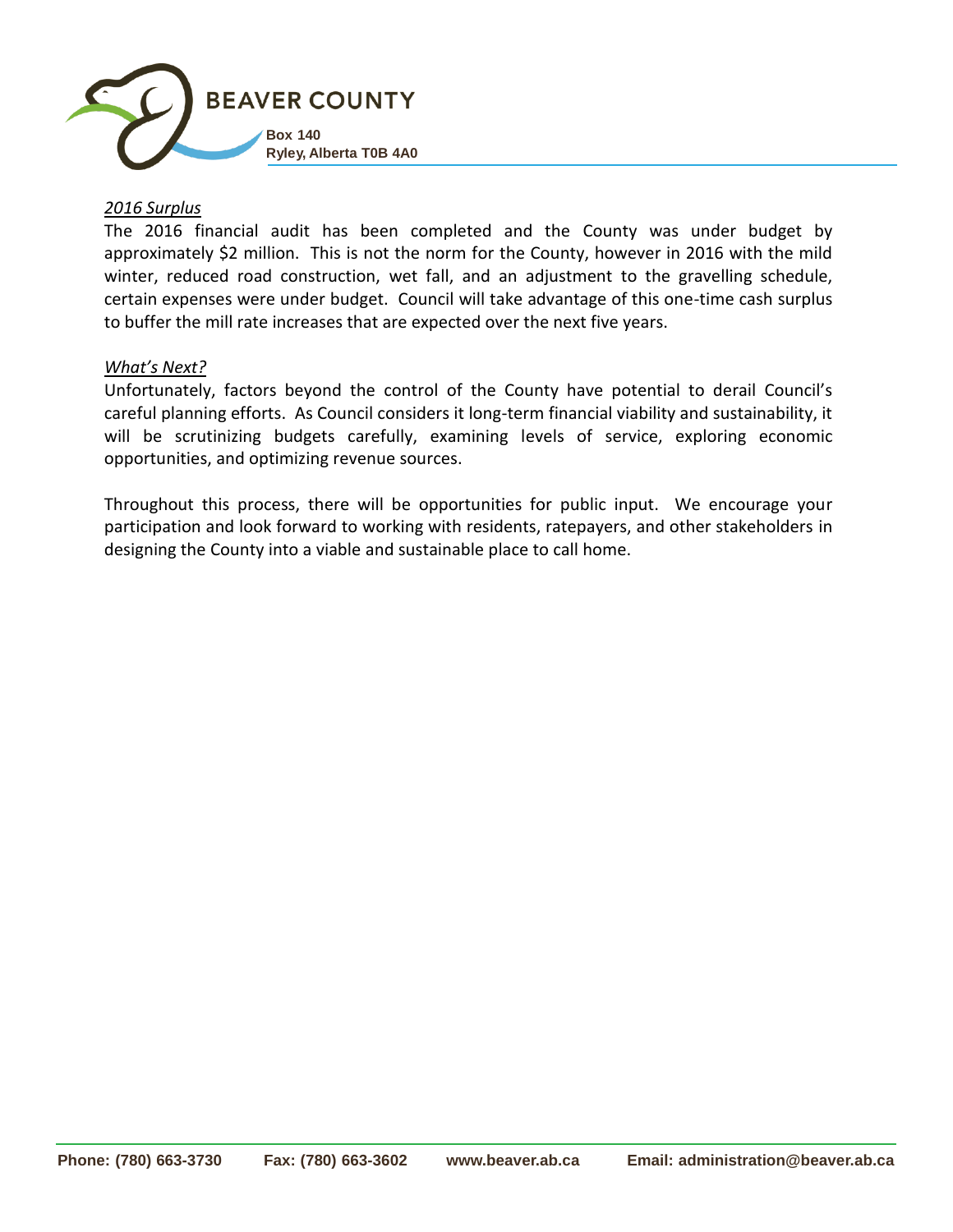*2016 Surplus*

The 2016 financial audit has been completed and the County was under budget by approximately $2 million. This is not the norm for the County, however in 2016 with the mild winter, reduced road construction, wet fall, and an adjustment to the gravelling schedule, certain expenses were under budget. Council will take advantage of this one-time cash surplus to buffer the mill rate increases that are expected over the next five years.

*What's Next?*

Unfortunately, factors beyond the control of the County have potential to derail Council's careful planning efforts. As Council considers it long-term financial viability and sustainability, it will be scrutinizing budgets carefully, examining levels of service, exploring economic opportunities, and optimizing revenue sources.

Throughout this process, there will be opportunities for public input. We encourage your participation and look forward to working with residents, ratepayers, and other stakeholders in designing the County into a viable and sustainable place to call home.